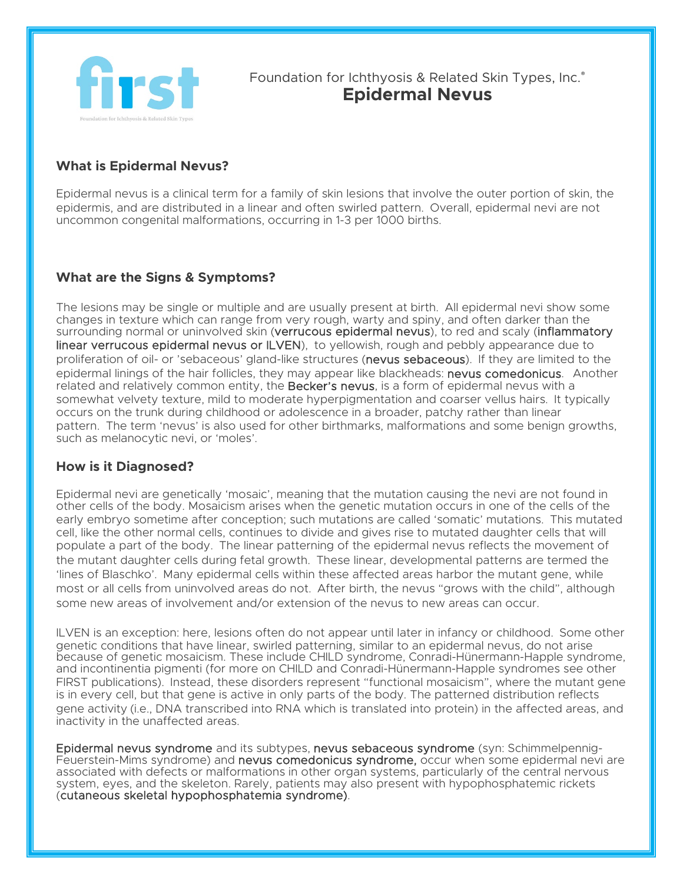Foundation for Ichthyosis & Related Skin Types, Inc.®

# Epidermal Nevus

## What is Epidermal Nevus?

Epidermal nevus is a clinical term for a family of skin lesions that involve the outer portion of skin, the epidermis, and are distributed in a linear and often swirled pattern. Overall, epidermal nevi are not uncommon congenital malformations, occurring in 1-3 per 1000 births.

## What are the Signs & Symptoms?

The lesions may be single or multiple and are usually present at birth. All epidermal nevi show some changes in texture which can range from very rough, warty and spiny, and often darker than the surrounding normal or uninvolved skin (verrucous epidermal nevus), to red and scaly (inflammatory linear verrucous epidermal nevus or ILVEN), to yellowish, rough and pebbly appearance due to proliferation of oil- or 'sebaceous' gland-like structures (nevus sebaceous). If they are limited to the epidermal linings of the hair follicles, they may appear like blackheads: nevus comedonicus. Another related and relatively common entity, the Becker's nevus, is a form of epidermal nevus with a somewhat velvety texture, mild to moderate hyperpigmentation and coarser vellus hairs. It typically occurs on the trunk during childhood or adolescence in a broader, patchy rather than linear pattern. The term 'nevus' is also used for other birthmarks, malformations and some benign growths, such as melanocytic nevi, or 'moles'.

## How is it Diagnosed?

Epidermal nevi are genetically 'mosaic', meaning that the mutation causing the nevi are not found in other cells of the body. Mosaicism arises when the genetic mutation occurs in one of the cells of the early embryo sometime after conception; such mutations are called 'somatic' mutations. This mutated cell, like the other normal cells, continues to divide and gives rise to mutated daughter cells that will populate a part of the body. The linear patterning of the epidermal nevus reflects the movement of the mutant daughter cells during fetal growth. These linear, developmental patterns are termed the 'lines of Blaschko'. Many epidermal cells within these affected areas harbor the mutant gene, while most or all cells from uninvolved areas do not. After birth, the nevus "grows with the child", although some new areas of involvement and/or extension of the nevus to new areas can occur.

ILVEN is an exception: here, lesions often do not appear until later in infancy or childhood. Some other genetic conditions that have linear, swirled patterning, similar to an epidermal nevus, do not arise because of genetic mosaicism. These include CHILD syndrome, Conradi-Hünermann-Happle syndrome, and incontinentia pigmenti (for more on CHILD and Conradi-Hünermann-Happle syndromes see other FIRST publications). Instead, these disorders represent "functional mosaicism", where the mutant gene is in every cell, but that gene is active in only parts of the body. The patterned distribution reflects gene activity (i.e., DNA transcribed into RNA which is translated into protein) in the affected areas, and inactivity in the unaffected areas.

Epidermal nevus syndrome and its subtypes, nevus sebaceous syndrome (syn: Schimmelpennig-Feuerstein-Mims syndrome) and nevus comedonicus syndrome, occur when some epidermal nevi are associated with defects or malformations in other organ systems, particularly of the central nervous system, eyes, and the skeleton. Rarely, patients may also present with hypophosphatemic rickets (cutaneous skeletal hypophosphatemia syndrome).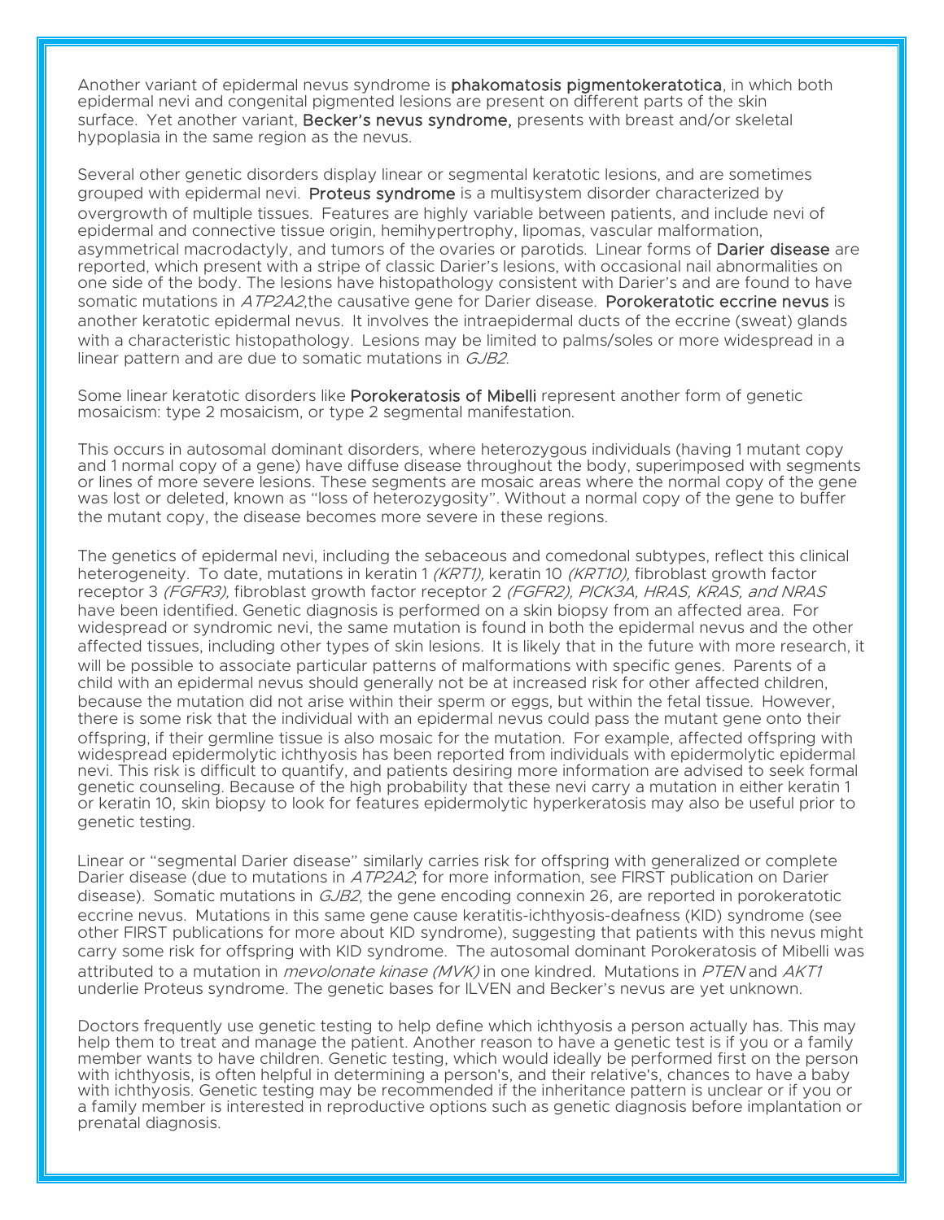Another variant of epidermal nevus syndrome is **phakomatosis pigmentokeratotica**, in which both epidermal nevi and congenital pigmented lesions are present on different parts of the skin surface. Yet another variant, **Becker's nevus syndrome,** presents with breast and/or skeletal hypoplasia in the same region as the nevus.

Several other genetic disorders display linear or segmental keratotic lesions, and are sometimes grouped with epidermal nevi. **Proteus syndrome** is a multisystem disorder characterized by overgrowth of multiple tissues. Features are highly variable between patients, and include nevi of epidermal and connective tissue origin, hemihypertrophy, lipomas, vascular malformation, asymmetrical macrodactyly, and tumors of the ovaries or parotids. Linear forms of **Darier disease** are reported, which present with a stripe of classic Darier's lesions, with occasional nail abnormalities on one side of the body. The lesions have histopathology consistent with Darier's and are found to have somatic mutations in *ATP2A2*,the causative gene for Darier disease. **Porokeratotic eccrine nevus** is another keratotic epidermal nevus. It involves the intraepidermal ducts of the eccrine (sweat) glands with a characteristic histopathology. Lesions may be limited to palms/soles or more widespread in a linear pattern and are due to somatic mutations in *GJB2*.

Some linear keratotic disorders like **Porokeratosis of Mibelli** represent another form of genetic mosaicism: type 2 mosaicism, or type 2 segmental manifestation.

This occurs in autosomal dominant disorders, where heterozygous individuals (having 1 mutant copy and 1 normal copy of a gene) have diffuse disease throughout the body, superimposed with segments or lines of more severe lesions. These segments are mosaic areas where the normal copy of the gene was lost or deleted, known as "loss of heterozygosity". Without a normal copy of the gene to buffer the mutant copy, the disease becomes more severe in these regions.

The genetics of epidermal nevi, including the sebaceous and comedonal subtypes, reflect this clinical heterogeneity. To date, mutations in keratin 1 *(KRT1),* keratin 10 *(KRT10),* fibroblast growth factor receptor 3 *(FGFR3),* fibroblast growth factor receptor 2 *(FGFR2), PICK3A, HRAS, KRAS, and NRAS* have been identified. Genetic diagnosis is performed on a skin biopsy from an affected area. For widespread or syndromic nevi, the same mutation is found in both the epidermal nevus and the other affected tissues, including other types of skin lesions. It is likely that in the future with more research, it will be possible to associate particular patterns of malformations with specific genes. Parents of a child with an epidermal nevus should generally not be at increased risk for other affected children, because the mutation did not arise within their sperm or eggs, but within the fetal tissue. However, there is some risk that the individual with an epidermal nevus could pass the mutant gene onto their offspring, if their germline tissue is also mosaic for the mutation. For example, affected offspring with widespread epidermolytic ichthyosis has been reported from individuals with epidermolytic epidermal nevi. This risk is difficult to quantify, and patients desiring more information are advised to seek formal genetic counseling. Because of the high probability that these nevi carry a mutation in either keratin 1 or keratin 10, skin biopsy to look for features epidermolytic hyperkeratosis may also be useful prior to genetic testing.

Linear or "segmental Darier disease" similarly carries risk for offspring with generalized or complete Darier disease (due to mutations in *ATP2A2*; for more information, see FIRST publication on Darier disease). Somatic mutations in *GJB2*, the gene encoding connexin 26, are reported in porokeratotic eccrine nevus. Mutations in this same gene cause keratitis-ichthyosis-deafness (KID) syndrome (see other FIRST publications for more about KID syndrome), suggesting that patients with this nevus might carry some risk for offspring with KID syndrome. The autosomal dominant Porokeratosis of Mibelli was attributed to a mutation in *mevolonate kinase (MVK)* in one kindred. Mutations in *PTEN* and *AKT1* underlie Proteus syndrome. The genetic bases for ILVEN and Becker's nevus are yet unknown.

Doctors frequently use genetic testing to help define which ichthyosis a person actually has. This may help them to treat and manage the patient. Another reason to have a genetic test is if you or a family member wants to have children. Genetic testing, which would ideally be performed first on the person with ichthyosis, is often helpful in determining a person's, and their relative's, chances to have a baby with ichthyosis. Genetic testing may be recommended if the inheritance pattern is unclear or if you or a family member is interested in reproductive options such as genetic diagnosis before implantation or prenatal diagnosis.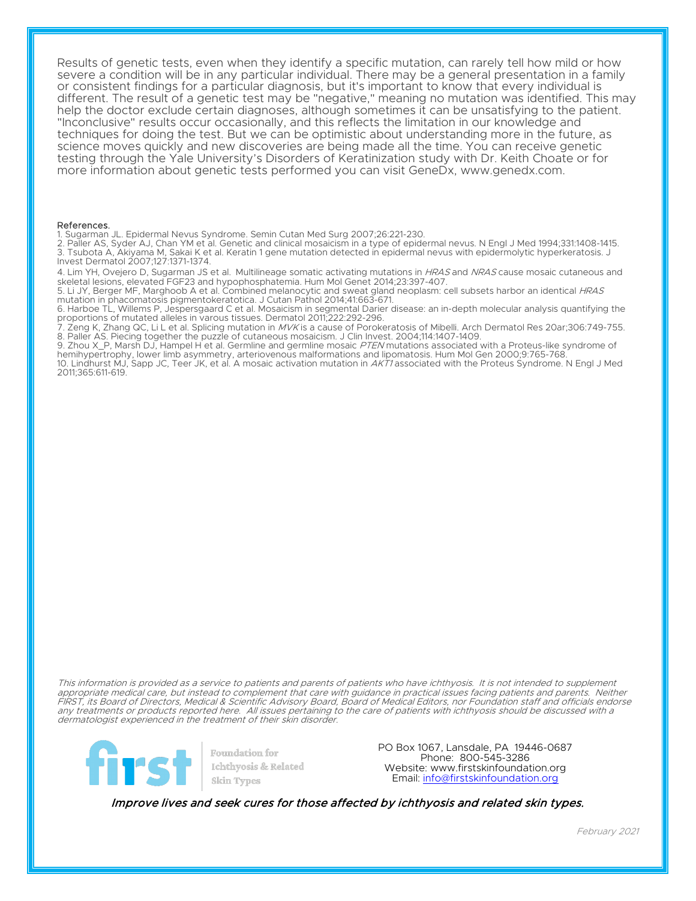Results of genetic tests, even when they identify a specific mutation, can rarely tell how mild or how severe a condition will be in any particular individual. There may be a general presentation in a family or consistent findings for a particular diagnosis, but it's important to know that every individual is different. The result of a genetic test may be "negative," meaning no mutation was identified. This may help the doctor exclude certain diagnoses, although sometimes it can be unsatisfying to the patient. "Inconclusive" results occur occasionally, and this reflects the limitation in our knowledge and techniques for doing the test. But we can be optimistic about understanding more in the future, as science moves quickly and new discoveries are being made all the time. You can receive genetic testing through the Yale University's Disorders of Keratinization study with Dr. Keith Choate or for more information about genetic tests performed you can visit GeneDx, www.genedx.com.

**References.**

1. Sugarman JL. Epidermal Nevus Syndrome. Semin Cutan Med Surg 2007;26:221-230.
2. Paller AS, Syder AJ, Chan YM et al. Genetic and clinical mosaicism in a type of epidermal nevus. N Engl J Med 1994;331:1408-1415.
3. Tsubota A, Akiyama M, Sakai K et al. Keratin 1 gene mutation detected in epidermal nevus with epidermolytic hyperkeratosis. J Invest Dermatol 2007;127:1371-1374.
4. Lim YH, Ovejero D, Sugarman JS et al. Multilineage somatic activating mutations in *HRAS* and *NRAS* cause mosaic cutaneous and skeletal lesions, elevated FGF23 and hypophosphatemia. Hum Mol Genet 2014;23:397-407.
5. Li JY, Berger MF, Marghoob A et al. Combined melanocytic and sweat gland neoplasm: cell subsets harbor an identical *HRAS* mutation in phacomatosis pigmentokeratotica. J Cutan Pathol 2014;41:663-671.
6. Harboe TL, Willems P, Jespersgaard C et al. Mosaicism in segmental Darier disease: an in-depth molecular analysis quantifying the proportions of mutated alleles in varous tissues. Dermatol 2011;222:292-296.
7. Zeng K, Zhang QC, Li L et al. Splicing mutation in *MVK* is a cause of Porokeratosis of Mibelli. Arch Dermatol Res 20ar;306:749-755.
8. Paller AS. Piecing together the puzzle of cutaneous mosaicism. J Clin Invest. 2004;114:1407-1409.
9. Zhou X_P, Marsh DJ, Hampel H et al. Germline and germline mosaic *PTEN* mutations associated with a Proteus-like syndrome of hemihypertrophy, lower limb asymmetry, arteriovenous malformations and lipomatosis. Hum Mol Gen 2000;9:765-768.
10. Lindhurst MJ, Sapp JC, Teer JK, et al. A mosaic activation mutation in *AKT1* associated with the Proteus Syndrome. N Engl J Med 2011;365:611-619.

*This information is provided as a service to patients and parents of patients who have ichthyosis. It is not intended to supplement appropriate medical care, but instead to complement that care with guidance in practical issues facing patients and parents. Neither FIRST, its Board of Directors, Medical & Scientific Advisory Board, Board of Medical Editors, nor Foundation staff and officials endorse any treatments or products reported here. All issues pertaining to the care of patients with ichthyosis should be discussed with a dermatologist experienced in the treatment of their skin disorder.*

first | Foundation for Ichthyosis & Related Skin Types

PO Box 1067, Lansdale, PA 19446-0687
Phone: 800-545-3286
Website: www.firstskinfoundation.org
Email: info@firstskinfoundation.org

*Improve lives and seek cures for those affected by ichthyosis and related skin types.*

*February 2021*